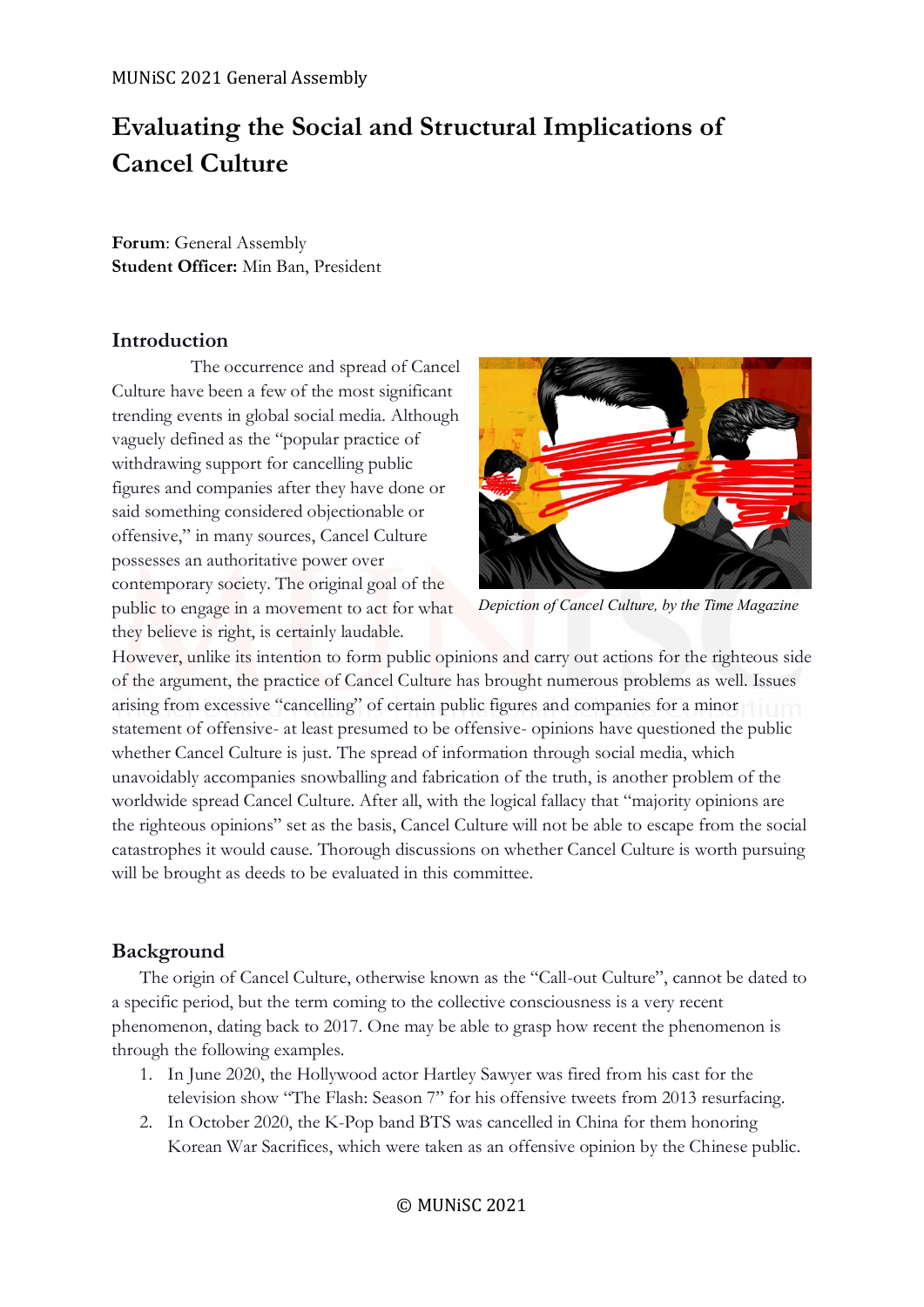MUNiSC 2021 General Assembly

# Evaluating the Social and Structural Implications of Cancel Culture

**Forum**: General Assembly
**Student Officer:** Min Ban, President

## Introduction

The occurrence and spread of Cancel Culture have been a few of the most significant trending events in global social media. Although vaguely defined as the "popular practice of withdrawing support for cancelling public figures and companies after they have done or said something considered objectionable or offensive," in many sources, Cancel Culture possesses an authoritative power over contemporary society. The original goal of the public to engage in a movement to act for what they believe is right, is certainly laudable.

*Depiction of Cancel Culture, by the Time Magazine*

However, unlike its intention to form public opinions and carry out actions for the righteous side of the argument, the practice of Cancel Culture has brought numerous problems as well. Issues arising from excessive "cancelling" of certain public figures and companies for a minor statement of offensive- at least presumed to be offensive- opinions have questioned the public whether Cancel Culture is just. The spread of information through social media, which unavoidably accompanies snowballing and fabrication of the truth, is another problem of the worldwide spread Cancel Culture. After all, with the logical fallacy that "majority opinions are the righteous opinions" set as the basis, Cancel Culture will not be able to escape from the social catastrophes it would cause. Thorough discussions on whether Cancel Culture is worth pursuing will be brought as deeds to be evaluated in this committee.

## Background

The origin of Cancel Culture, otherwise known as the "Call-out Culture", cannot be dated to a specific period, but the term coming to the collective consciousness is a very recent phenomenon, dating back to 2017. One may be able to grasp how recent the phenomenon is through the following examples.

1. In June 2020, the Hollywood actor Hartley Sawyer was fired from his cast for the television show "The Flash: Season 7" for his offensive tweets from 2013 resurfacing.
2. In October 2020, the K-Pop band BTS was cancelled in China for them honoring Korean War Sacrifices, which were taken as an offensive opinion by the Chinese public.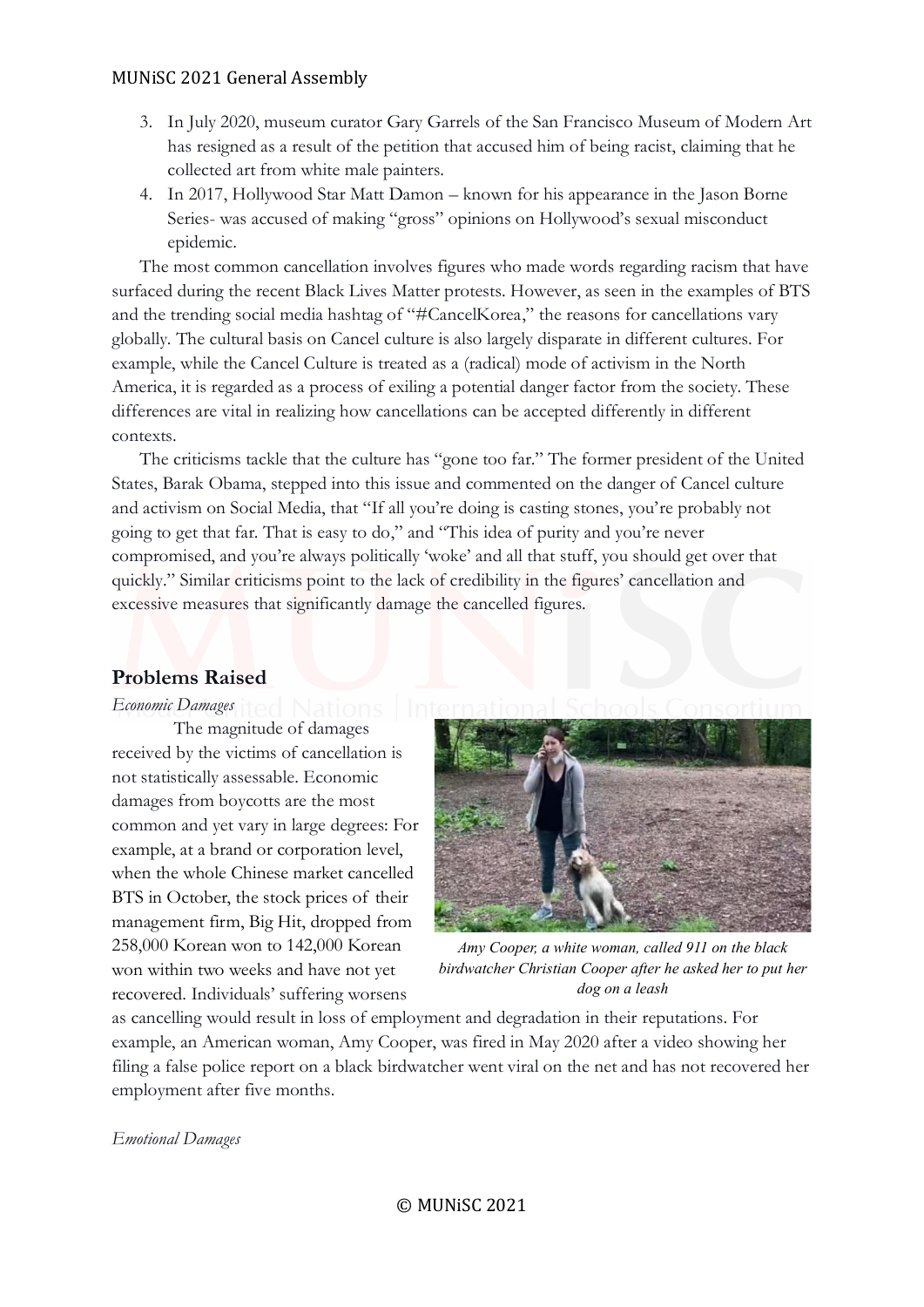3. In July 2020, museum curator Gary Garrels of the San Francisco Museum of Modern Art has resigned as a result of the petition that accused him of being racist, claiming that he collected art from white male painters.
4. In 2017, Hollywood Star Matt Damon – known for his appearance in the Jason Borne Series- was accused of making "gross" opinions on Hollywood's sexual misconduct epidemic.

The most common cancellation involves figures who made words regarding racism that have surfaced during the recent Black Lives Matter protests. However, as seen in the examples of BTS and the trending social media hashtag of "#CancelKorea," the reasons for cancellations vary globally. The cultural basis on Cancel culture is also largely disparate in different cultures. For example, while the Cancel Culture is treated as a (radical) mode of activism in the North America, it is regarded as a process of exiling a potential danger factor from the society. These differences are vital in realizing how cancellations can be accepted differently in different contexts.

The criticisms tackle that the culture has "gone too far." The former president of the United States, Barak Obama, stepped into this issue and commented on the danger of Cancel culture and activism on Social Media, that "If all you're doing is casting stones, you're probably not going to get that far. That is easy to do," and "This idea of purity and you're never compromised, and you're always politically 'woke' and all that stuff, you should get over that quickly." Similar criticisms point to the lack of credibility in the figures' cancellation and excessive measures that significantly damage the cancelled figures.

## Problems Raised

*Economic Damages*

The magnitude of damages received by the victims of cancellation is not statistically assessable. Economic damages from boycotts are the most common and yet vary in large degrees: For example, at a brand or corporation level, when the whole Chinese market cancelled BTS in October, the stock prices of their management firm, Big Hit, dropped from 258,000 Korean won to 142,000 Korean won within two weeks and have not yet recovered. Individuals' suffering worsens as cancelling would result in loss of employment and degradation in their reputations. For example, an American woman, Amy Cooper, was fired in May 2020 after a video showing her filing a false police report on a black birdwatcher went viral on the net and has not recovered her employment after five months.

*Amy Cooper, a white woman, called 911 on the black birdwatcher Christian Cooper after he asked her to put her dog on a leash*

*Emotional Damages*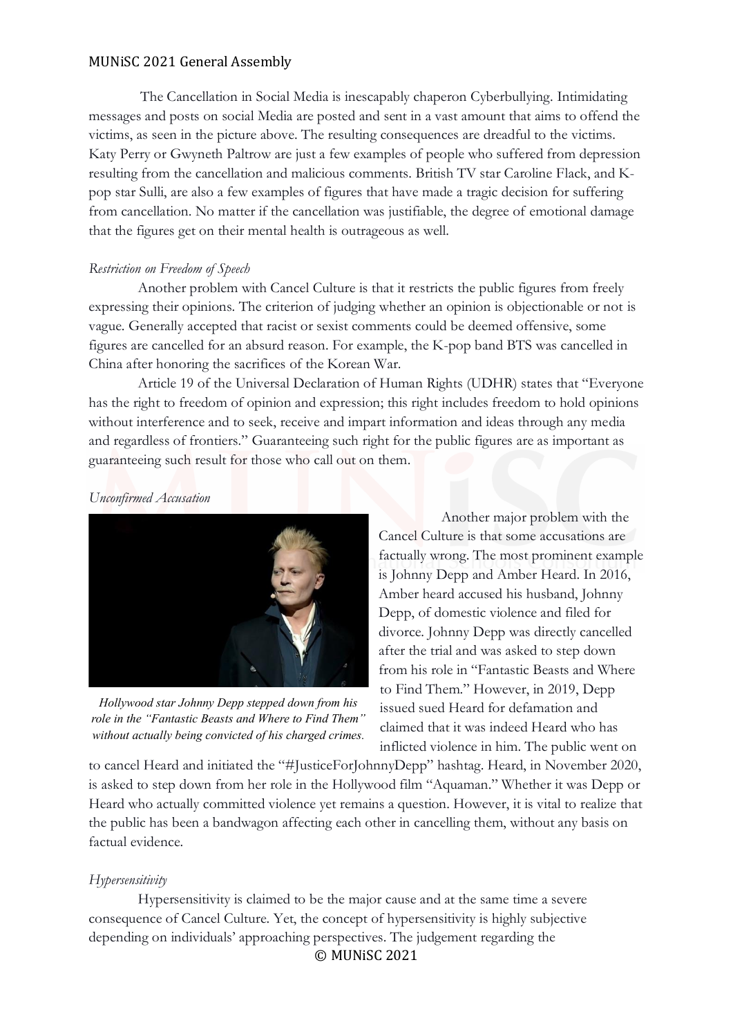The Cancellation in Social Media is inescapably chaperon Cyberbullying. Intimidating messages and posts on social Media are posted and sent in a vast amount that aims to offend the victims, as seen in the picture above. The resulting consequences are dreadful to the victims. Katy Perry or Gwyneth Paltrow are just a few examples of people who suffered from depression resulting from the cancellation and malicious comments. British TV star Caroline Flack, and K-pop star Sulli, are also a few examples of figures that have made a tragic decision for suffering from cancellation. No matter if the cancellation was justifiable, the degree of emotional damage that the figures get on their mental health is outrageous as well.

*Restriction on Freedom of Speech*

Another problem with Cancel Culture is that it restricts the public figures from freely expressing their opinions. The criterion of judging whether an opinion is objectionable or not is vague. Generally accepted that racist or sexist comments could be deemed offensive, some figures are cancelled for an absurd reason. For example, the K-pop band BTS was cancelled in China after honoring the sacrifices of the Korean War.

Article 19 of the Universal Declaration of Human Rights (UDHR) states that "Everyone has the right to freedom of opinion and expression; this right includes freedom to hold opinions without interference and to seek, receive and impart information and ideas through any media and regardless of frontiers." Guaranteeing such right for the public figures are as important as guaranteeing such result for those who call out on them.

*Unconfirmed Accusation*

*Hollywood star Johnny Depp stepped down from his role in the "Fantastic Beasts and Where to Find Them" without actually being convicted of his charged crimes.*

Another major problem with the Cancel Culture is that some accusations are factually wrong. The most prominent example is Johnny Depp and Amber Heard. In 2016, Amber heard accused his husband, Johnny Depp, of domestic violence and filed for divorce. Johnny Depp was directly cancelled after the trial and was asked to step down from his role in "Fantastic Beasts and Where to Find Them." However, in 2019, Depp issued sued Heard for defamation and claimed that it was indeed Heard who has inflicted violence in him. The public went on to cancel Heard and initiated the "#JusticeForJohnnyDepp" hashtag. Heard, in November 2020, is asked to step down from her role in the Hollywood film "Aquaman." Whether it was Depp or Heard who actually committed violence yet remains a question. However, it is vital to realize that the public has been a bandwagon affecting each other in cancelling them, without any basis on factual evidence.

*Hypersensitivity*

Hypersensitivity is claimed to be the major cause and at the same time a severe consequence of Cancel Culture. Yet, the concept of hypersensitivity is highly subjective depending on individuals' approaching perspectives. The judgement regarding the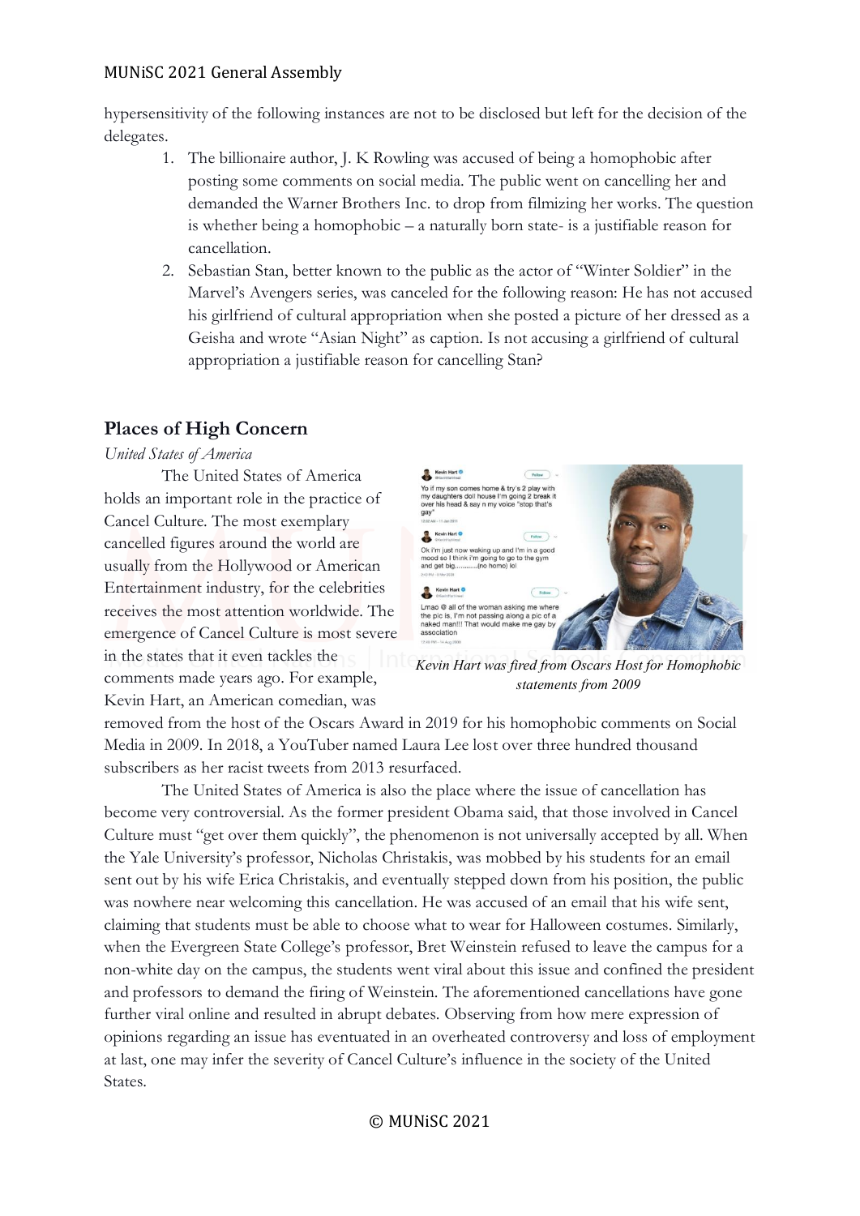hypersensitivity of the following instances are not to be disclosed but left for the decision of the delegates.

1. The billionaire author, J. K Rowling was accused of being a homophobic after posting some comments on social media. The public went on cancelling her and demanded the Warner Brothers Inc. to drop from filmizing her works. The question is whether being a homophobic – a naturally born state- is a justifiable reason for cancellation.
2. Sebastian Stan, better known to the public as the actor of "Winter Soldier" in the Marvel's Avengers series, was canceled for the following reason: He has not accused his girlfriend of cultural appropriation when she posted a picture of her dressed as a Geisha and wrote "Asian Night" as caption. Is not accusing a girlfriend of cultural appropriation a justifiable reason for cancelling Stan?

## Places of High Concern

*United States of America*

The United States of America holds an important role in the practice of Cancel Culture. The most exemplary cancelled figures around the world are usually from the Hollywood or American Entertainment industry, for the celebrities receives the most attention worldwide. The emergence of Cancel Culture is most severe in the states that it even tackles the comments made years ago. For example, Kevin Hart, an American comedian, was removed from the host of the Oscars Award in 2019 for his homophobic comments on Social Media in 2009. In 2018, a YouTuber named Laura Lee lost over three hundred thousand subscribers as her racist tweets from 2013 resurfaced.

*Kevin Hart was fired from Oscars Host for Homophobic statements from 2009*

The United States of America is also the place where the issue of cancellation has become very controversial. As the former president Obama said, that those involved in Cancel Culture must "get over them quickly", the phenomenon is not universally accepted by all. When the Yale University's professor, Nicholas Christakis, was mobbed by his students for an email sent out by his wife Erica Christakis, and eventually stepped down from his position, the public was nowhere near welcoming this cancellation. He was accused of an email that his wife sent, claiming that students must be able to choose what to wear for Halloween costumes. Similarly, when the Evergreen State College's professor, Bret Weinstein refused to leave the campus for a non-white day on the campus, the students went viral about this issue and confined the president and professors to demand the firing of Weinstein. The aforementioned cancellations have gone further viral online and resulted in abrupt debates. Observing from how mere expression of opinions regarding an issue has eventuated in an overheated controversy and loss of employment at last, one may infer the severity of Cancel Culture's influence in the society of the United States.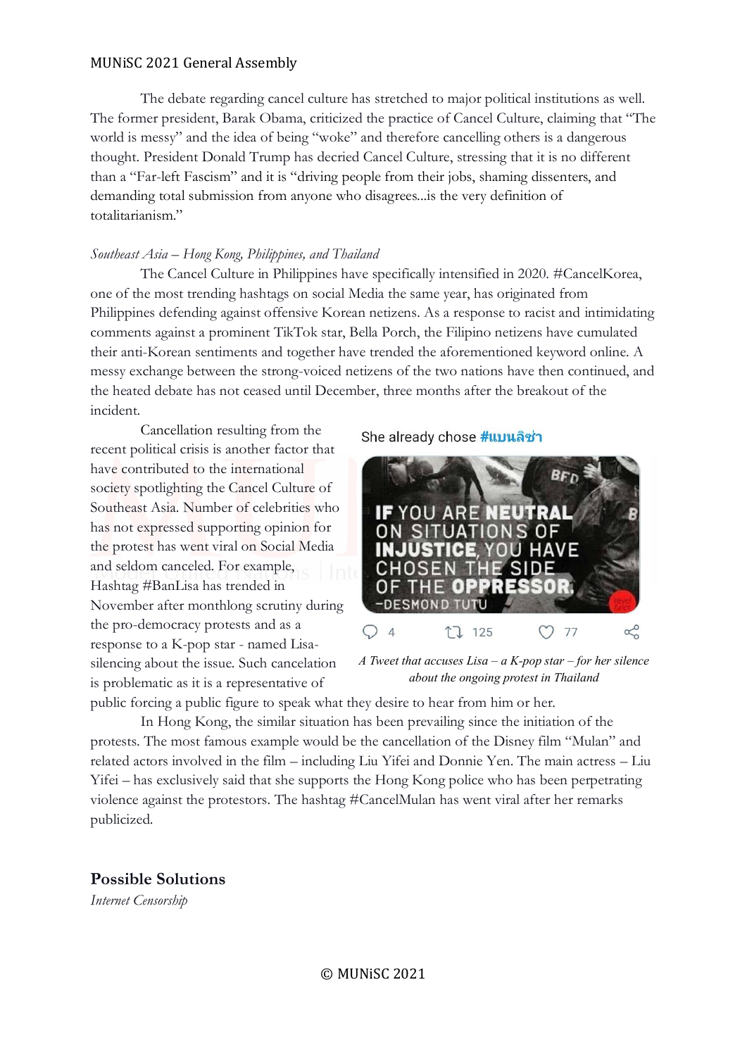The debate regarding cancel culture has stretched to major political institutions as well. The former president, Barak Obama, criticized the practice of Cancel Culture, claiming that "The world is messy" and the idea of being "woke" and therefore cancelling others is a dangerous thought. President Donald Trump has decried Cancel Culture, stressing that it is no different than a "Far-left Fascism" and it is "driving people from their jobs, shaming dissenters, and demanding total submission from anyone who disagrees...is the very definition of totalitarianism."

*Southeast Asia – Hong Kong, Philippines, and Thailand*

The Cancel Culture in Philippines have specifically intensified in 2020. #CancelKorea, one of the most trending hashtags on social Media the same year, has originated from Philippines defending against offensive Korean netizens. As a response to racist and intimidating comments against a prominent TikTok star, Bella Porch, the Filipino netizens have cumulated their anti-Korean sentiments and together have trended the aforementioned keyword online. A messy exchange between the strong-voiced netizens of the two nations have then continued, and the heated debate has not ceased until December, three months after the breakout of the incident.

Cancellation resulting from the recent political crisis is another factor that have contributed to the international society spotlighting the Cancel Culture of Southeast Asia. Number of celebrities who has not expressed supporting opinion for the protest has went viral on Social Media and seldom canceled. For example, Hashtag #BanLisa has trended in November after monthlong scrutiny during the pro-democracy protests and as a response to a K-pop star - named Lisa- silencing about the issue. Such cancelation is problematic as it is a representative of public forcing a public figure to speak what they desire to hear from him or her.

She already chose #แบนลิซ่า

IF YOU ARE NEUTRAL ON SITUATIONS OF INJUSTICE, YOU HAVE CHOSEN THE SIDE OF THE OPPRESSOR. –DESMOND TUTU

4 125 77

*A Tweet that accuses Lisa – a K-pop star – for her silence about the ongoing protest in Thailand*

In Hong Kong, the similar situation has been prevailing since the initiation of the protests. The most famous example would be the cancellation of the Disney film "Mulan" and related actors involved in the film – including Liu Yifei and Donnie Yen. The main actress – Liu Yifei – has exclusively said that she supports the Hong Kong police who has been perpetrating violence against the protestors. The hashtag #CancelMulan has went viral after her remarks publicized.

## Possible Solutions

*Internet Censorship*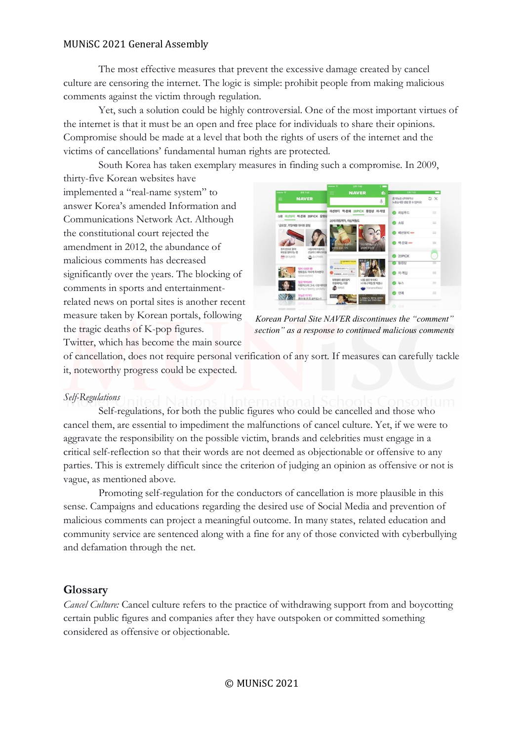The most effective measures that prevent the excessive damage created by cancel culture are censoring the internet. The logic is simple: prohibit people from making malicious comments against the victim through regulation.

Yet, such a solution could be highly controversial. One of the most important virtues of the internet is that it must be an open and free place for individuals to share their opinions. Compromise should be made at a level that both the rights of users of the internet and the victims of cancellations' fundamental human rights are protected.

South Korea has taken exemplary measures in finding such a compromise. In 2009, thirty-five Korean websites have implemented a "real-name system" to answer Korea's amended Information and Communications Network Act. Although the constitutional court rejected the amendment in 2012, the abundance of malicious comments has decreased significantly over the years. The blocking of comments in sports and entertainment-related news on portal sites is another recent measure taken by Korean portals, following the tragic deaths of K-pop figures. Twitter, which has become the main source of cancellation, does not require personal verification of any sort. If measures can carefully tackle it, noteworthy progress could be expected.

*Korean Portal Site NAVER discontinues the "comment" section" as a response to continued malicious comments*

*Self-Regulations*

Self-regulations, for both the public figures who could be cancelled and those who cancel them, are essential to impediment the malfunctions of cancel culture. Yet, if we were to aggravate the responsibility on the possible victim, brands and celebrities must engage in a critical self-reflection so that their words are not deemed as objectionable or offensive to any parties. This is extremely difficult since the criterion of judging an opinion as offensive or not is vague, as mentioned above.

Promoting self-regulation for the conductors of cancellation is more plausible in this sense. Campaigns and educations regarding the desired use of Social Media and prevention of malicious comments can project a meaningful outcome. In many states, related education and community service are sentenced along with a fine for any of those convicted with cyberbullying and defamation through the net.

## Glossary

*Cancel Culture:* Cancel culture refers to the practice of withdrawing support from and boycotting certain public figures and companies after they have outspoken or committed something considered as offensive or objectionable.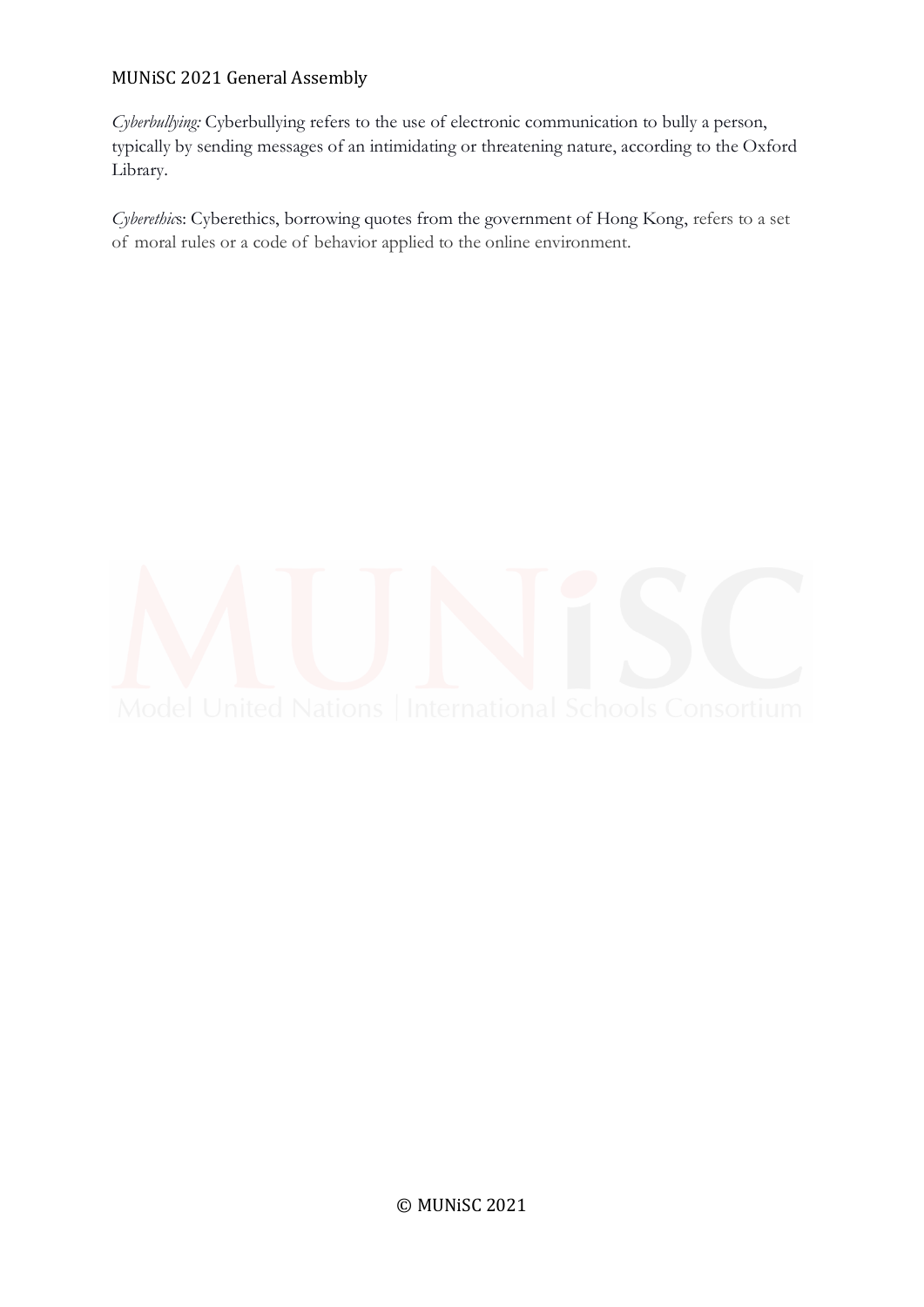*Cyberbullying:* Cyberbullying refers to the use of electronic communication to bully a person, typically by sending messages of an intimidating or threatening nature, according to the Oxford Library.

*Cyberethics*: Cyberethics, borrowing quotes from the government of Hong Kong, refers to a set of moral rules or a code of behavior applied to the online environment.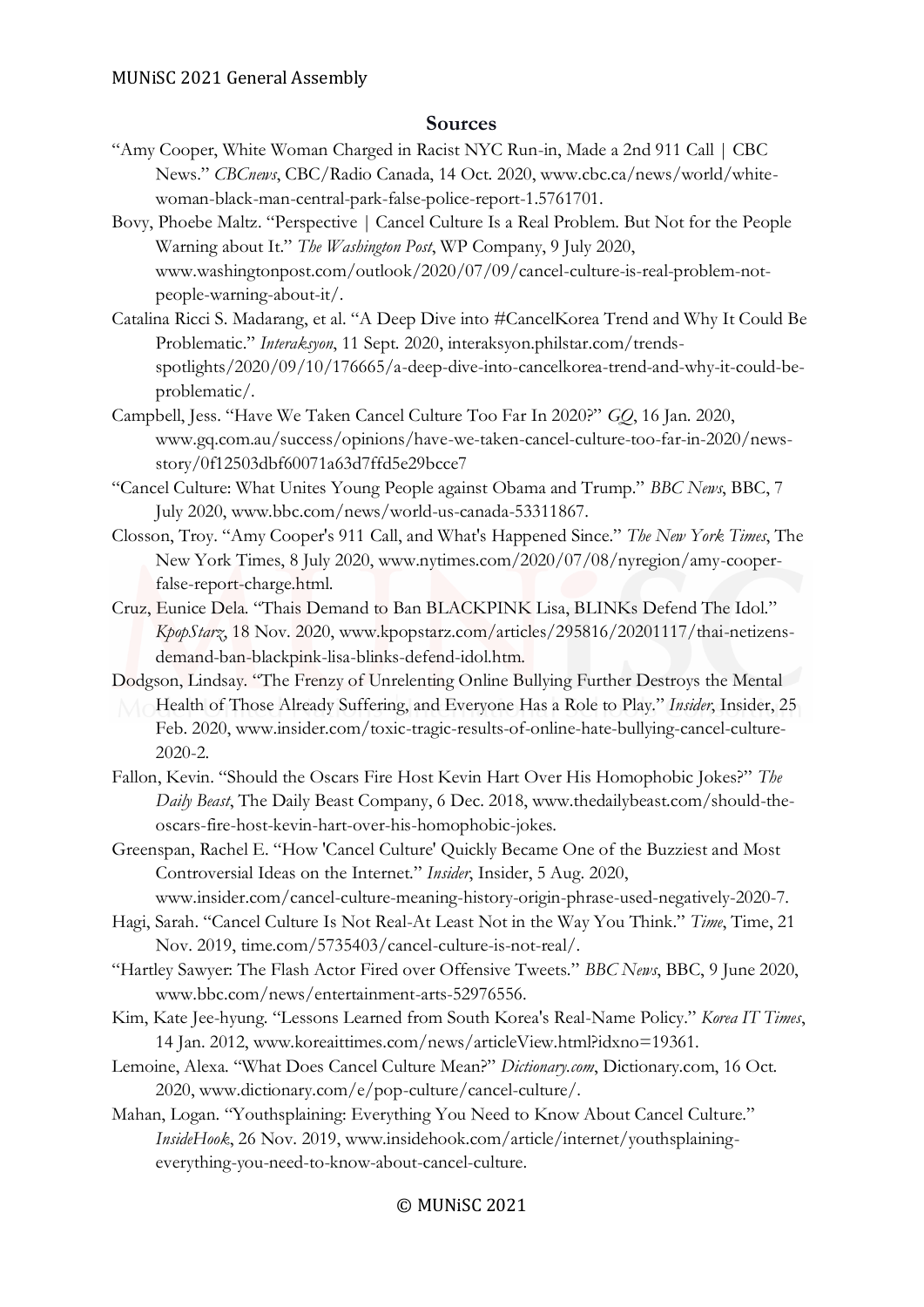## Sources

"Amy Cooper, White Woman Charged in Racist NYC Run-in, Made a 2nd 911 Call | CBC News." *CBCnews*, CBC/Radio Canada, 14 Oct. 2020, www.cbc.ca/news/world/white-woman-black-man-central-park-false-police-report-1.5761701.

Bovy, Phoebe Maltz. "Perspective | Cancel Culture Is a Real Problem. But Not for the People Warning about It." *The Washington Post*, WP Company, 9 July 2020, www.washingtonpost.com/outlook/2020/07/09/cancel-culture-is-real-problem-not-people-warning-about-it/.

Catalina Ricci S. Madarang, et al. "A Deep Dive into #CancelKorea Trend and Why It Could Be Problematic." *Interaksyon*, 11 Sept. 2020, interaksyon.philstar.com/trends-spotlights/2020/09/10/176665/a-deep-dive-into-cancelkorea-trend-and-why-it-could-be-problematic/.

Campbell, Jess. "Have We Taken Cancel Culture Too Far In 2020?" *GQ*, 16 Jan. 2020, www.gq.com.au/success/opinions/have-we-taken-cancel-culture-too-far-in-2020/news-story/0f12503dbf60071a63d7ffd5e29bcce7

"Cancel Culture: What Unites Young People against Obama and Trump." *BBC News*, BBC, 7 July 2020, www.bbc.com/news/world-us-canada-53311867.

Closson, Troy. "Amy Cooper's 911 Call, and What's Happened Since." *The New York Times*, The New York Times, 8 July 2020, www.nytimes.com/2020/07/08/nyregion/amy-cooper-false-report-charge.html.

Cruz, Eunice Dela. "Thais Demand to Ban BLACKPINK Lisa, BLINKs Defend The Idol." *KpopStarz*, 18 Nov. 2020, www.kpopstarz.com/articles/295816/20201117/thai-netizens-demand-ban-blackpink-lisa-blinks-defend-idol.htm.

Dodgson, Lindsay. "The Frenzy of Unrelenting Online Bullying Further Destroys the Mental Health of Those Already Suffering, and Everyone Has a Role to Play." *Insider*, Insider, 25 Feb. 2020, www.insider.com/toxic-tragic-results-of-online-hate-bullying-cancel-culture-2020-2.

Fallon, Kevin. "Should the Oscars Fire Host Kevin Hart Over His Homophobic Jokes?" *The Daily Beast*, The Daily Beast Company, 6 Dec. 2018, www.thedailybeast.com/should-the-oscars-fire-host-kevin-hart-over-his-homophobic-jokes.

Greenspan, Rachel E. "How 'Cancel Culture' Quickly Became One of the Buzziest and Most Controversial Ideas on the Internet." *Insider*, Insider, 5 Aug. 2020, www.insider.com/cancel-culture-meaning-history-origin-phrase-used-negatively-2020-7.

Hagi, Sarah. "Cancel Culture Is Not Real-At Least Not in the Way You Think." *Time*, Time, 21 Nov. 2019, time.com/5735403/cancel-culture-is-not-real/.

"Hartley Sawyer: The Flash Actor Fired over Offensive Tweets." *BBC News*, BBC, 9 June 2020, www.bbc.com/news/entertainment-arts-52976556.

Kim, Kate Jee-hyung. "Lessons Learned from South Korea's Real-Name Policy." *Korea IT Times*, 14 Jan. 2012, www.koreaittimes.com/news/articleView.html?idxno=19361.

Lemoine, Alexa. "What Does Cancel Culture Mean?" *Dictionary.com*, Dictionary.com, 16 Oct. 2020, www.dictionary.com/e/pop-culture/cancel-culture/.

Mahan, Logan. "Youthsplaining: Everything You Need to Know About Cancel Culture." *InsideHook*, 26 Nov. 2019, www.insidehook.com/article/internet/youthsplaining-everything-you-need-to-know-about-cancel-culture.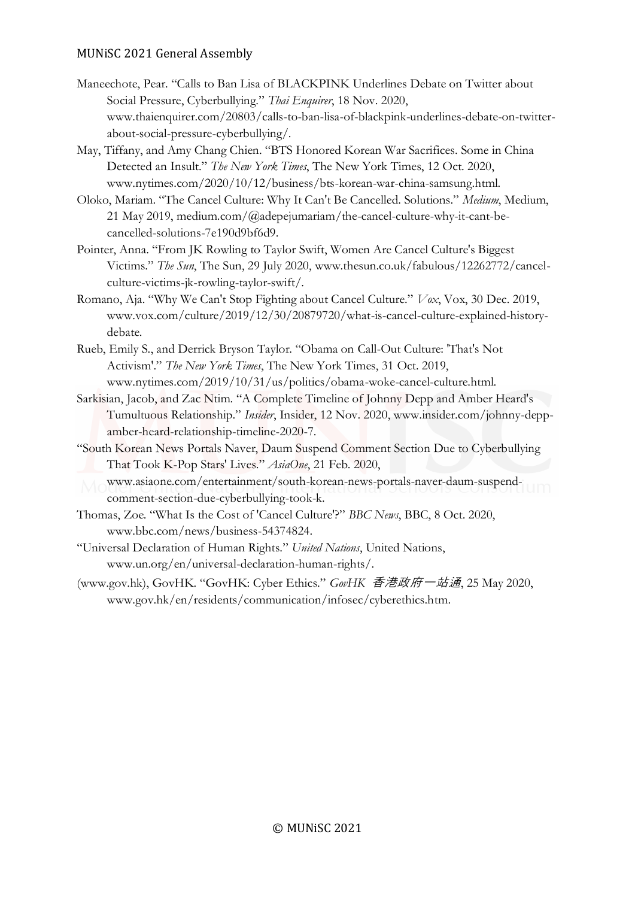Maneechote, Pear. “Calls to Ban Lisa of BLACKPINK Underlines Debate on Twitter about Social Pressure, Cyberbullying.” *Thai Enquirer*, 18 Nov. 2020, www.thaienquirer.com/20803/calls-to-ban-lisa-of-blackpink-underlines-debate-on-twitter-about-social-pressure-cyberbullying/.

May, Tiffany, and Amy Chang Chien. “BTS Honored Korean War Sacrifices. Some in China Detected an Insult.” *The New York Times*, The New York Times, 12 Oct. 2020, www.nytimes.com/2020/10/12/business/bts-korean-war-china-samsung.html.

Oloko, Mariam. “The Cancel Culture: Why It Can't Be Cancelled. Solutions.” *Medium*, Medium, 21 May 2019, medium.com/@adepejumariam/the-cancel-culture-why-it-cant-be-cancelled-solutions-7e190d9bf6d9.

Pointer, Anna. “From JK Rowling to Taylor Swift, Women Are Cancel Culture's Biggest Victims.” *The Sun*, The Sun, 29 July 2020, www.thesun.co.uk/fabulous/12262772/cancel-culture-victims-jk-rowling-taylor-swift/.

Romano, Aja. “Why We Can't Stop Fighting about Cancel Culture.” *Vox*, Vox, 30 Dec. 2019, www.vox.com/culture/2019/12/30/20879720/what-is-cancel-culture-explained-history-debate.

Rueb, Emily S., and Derrick Bryson Taylor. “Obama on Call-Out Culture: 'That's Not Activism'.” *The New York Times*, The New York Times, 31 Oct. 2019, www.nytimes.com/2019/10/31/us/politics/obama-woke-cancel-culture.html.

Sarkisian, Jacob, and Zac Ntim. “A Complete Timeline of Johnny Depp and Amber Heard's Tumultuous Relationship.” *Insider*, Insider, 12 Nov. 2020, www.insider.com/johnny-depp-amber-heard-relationship-timeline-2020-7.

“South Korean News Portals Naver, Daum Suspend Comment Section Due to Cyberbullying That Took K-Pop Stars' Lives.” *AsiaOne*, 21 Feb. 2020, www.asiaone.com/entertainment/south-korean-news-portals-naver-daum-suspend-comment-section-due-cyberbullying-took-k.

Thomas, Zoe. “What Is the Cost of 'Cancel Culture'?” *BBC News*, BBC, 8 Oct. 2020, www.bbc.com/news/business-54374824.

“Universal Declaration of Human Rights.” *United Nations*, United Nations, www.un.org/en/universal-declaration-human-rights/.

(www.gov.hk), GovHK. “GovHK: Cyber Ethics.” *GovHK 香港政府一站通*, 25 May 2020, www.gov.hk/en/residents/communication/infosec/cyberethics.htm.